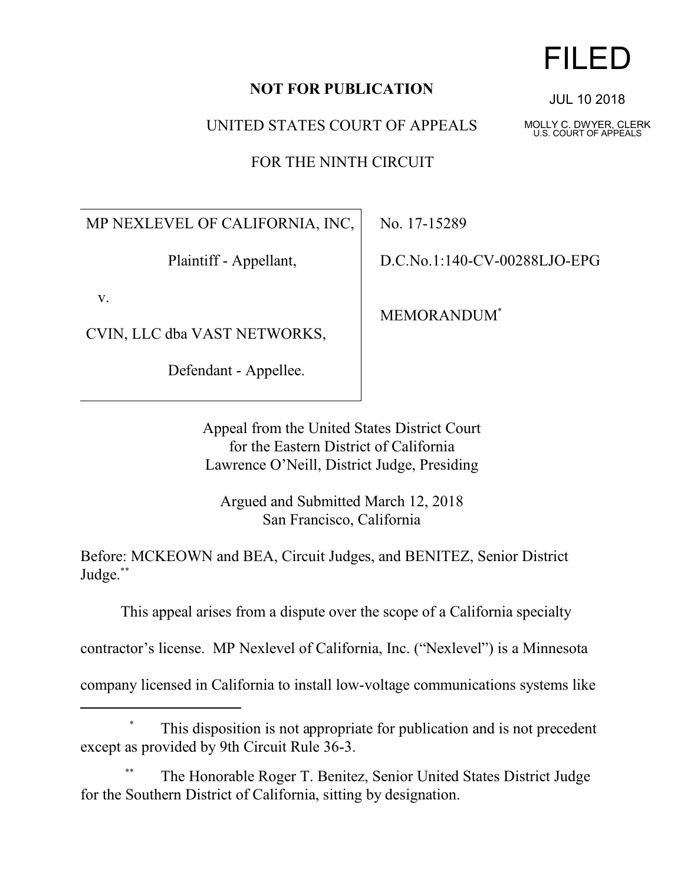FILED

JUL 10 2018

MOLLY C. DWYER, CLERK
U.S. COURT OF APPEALS

**NOT FOR PUBLICATION**

UNITED STATES COURT OF APPEALS

FOR THE NINTH CIRCUIT

| | |
|---|---|
| MP NEXLEVEL OF CALIFORNIA, INC,<br><br>Plaintiff - Appellant,<br><br>v.<br><br>CVIN, LLC dba VAST NETWORKS,<br><br>Defendant - Appellee. | No. 17-15289<br><br>D.C.No.1:140-CV-00288LJO-EPG<br><br>MEMORANDUM* |

Appeal from the United States District Court
for the Eastern District of California
Lawrence O'Neill, District Judge, Presiding

Argued and Submitted March 12, 2018
San Francisco, California

Before: MCKEOWN and BEA, Circuit Judges, and BENITEZ, Senior District Judge.**

This appeal arises from a dispute over the scope of a California specialty contractor's license. MP Nexlevel of California, Inc. ("Nexlevel") is a Minnesota company licensed in California to install low-voltage communications systems like

---

\* This disposition is not appropriate for publication and is not precedent except as provided by 9th Circuit Rule 36-3.

\*\* The Honorable Roger T. Benitez, Senior United States District Judge for the Southern District of California, sitting by designation.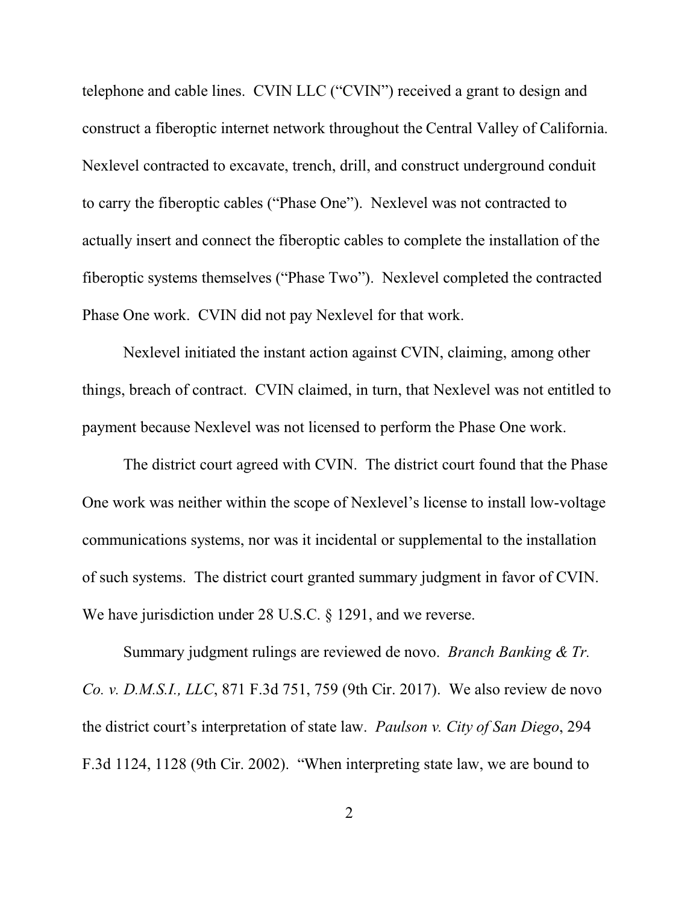telephone and cable lines. CVIN LLC ("CVIN") received a grant to design and construct a fiberoptic internet network throughout the Central Valley of California. Nexlevel contracted to excavate, trench, drill, and construct underground conduit to carry the fiberoptic cables ("Phase One"). Nexlevel was not contracted to actually insert and connect the fiberoptic cables to complete the installation of the fiberoptic systems themselves ("Phase Two"). Nexlevel completed the contracted Phase One work. CVIN did not pay Nexlevel for that work.

Nexlevel initiated the instant action against CVIN, claiming, among other things, breach of contract. CVIN claimed, in turn, that Nexlevel was not entitled to payment because Nexlevel was not licensed to perform the Phase One work.

The district court agreed with CVIN. The district court found that the Phase One work was neither within the scope of Nexlevel's license to install low-voltage communications systems, nor was it incidental or supplemental to the installation of such systems. The district court granted summary judgment in favor of CVIN. We have jurisdiction under 28 U.S.C. § 1291, and we reverse.

Summary judgment rulings are reviewed de novo. *Branch Banking & Tr. Co. v. D.M.S.I., LLC*, 871 F.3d 751, 759 (9th Cir. 2017). We also review de novo the district court's interpretation of state law. *Paulson v. City of San Diego*, 294 F.3d 1124, 1128 (9th Cir. 2002). "When interpreting state law, we are bound to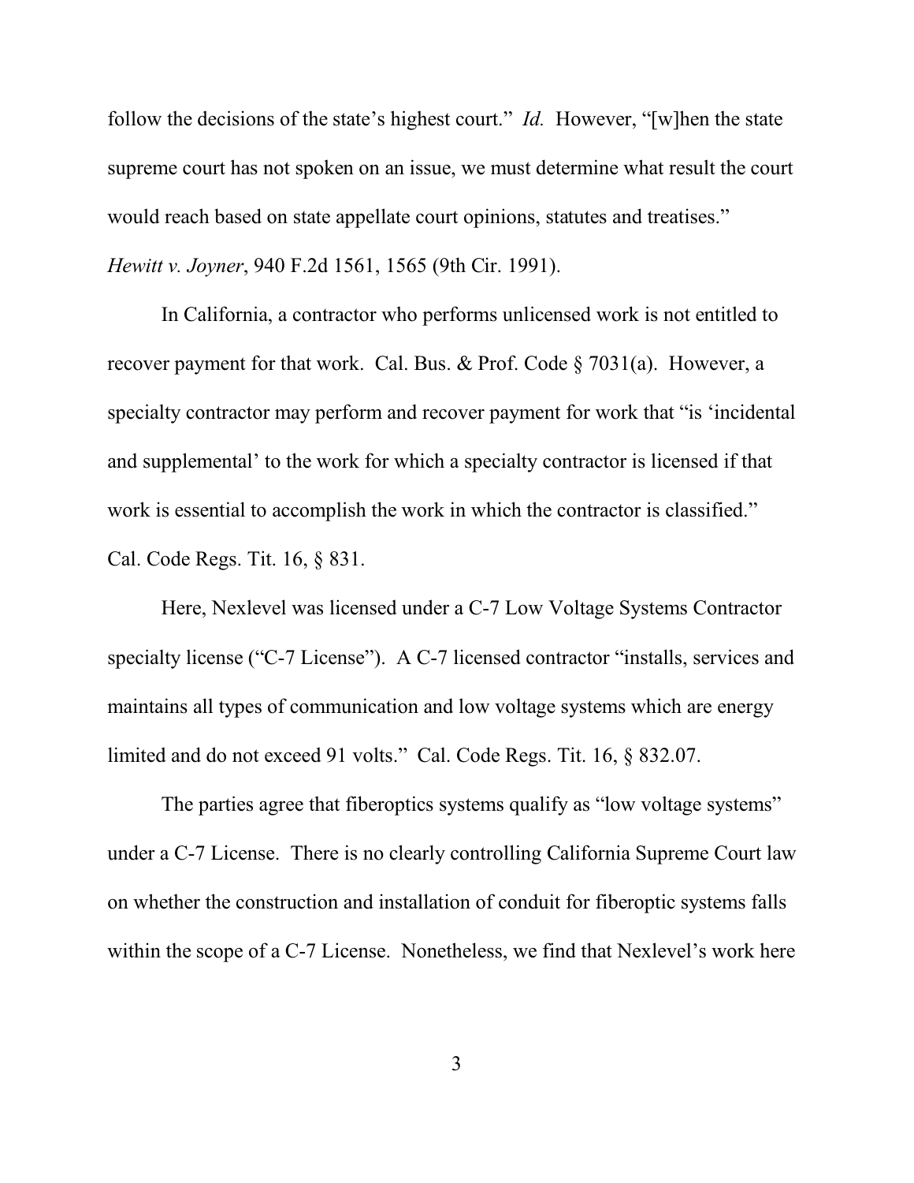follow the decisions of the state's highest court." *Id.* However, "[w]hen the state supreme court has not spoken on an issue, we must determine what result the court would reach based on state appellate court opinions, statutes and treatises." *Hewitt v. Joyner*, 940 F.2d 1561, 1565 (9th Cir. 1991).

In California, a contractor who performs unlicensed work is not entitled to recover payment for that work. Cal. Bus. & Prof. Code § 7031(a). However, a specialty contractor may perform and recover payment for work that "is 'incidental and supplemental' to the work for which a specialty contractor is licensed if that work is essential to accomplish the work in which the contractor is classified." Cal. Code Regs. Tit. 16, § 831.

Here, Nexlevel was licensed under a C-7 Low Voltage Systems Contractor specialty license ("C-7 License"). A C-7 licensed contractor "installs, services and maintains all types of communication and low voltage systems which are energy limited and do not exceed 91 volts." Cal. Code Regs. Tit. 16, § 832.07.

The parties agree that fiberoptics systems qualify as "low voltage systems" under a C-7 License. There is no clearly controlling California Supreme Court law on whether the construction and installation of conduit for fiberoptic systems falls within the scope of a C-7 License. Nonetheless, we find that Nexlevel's work here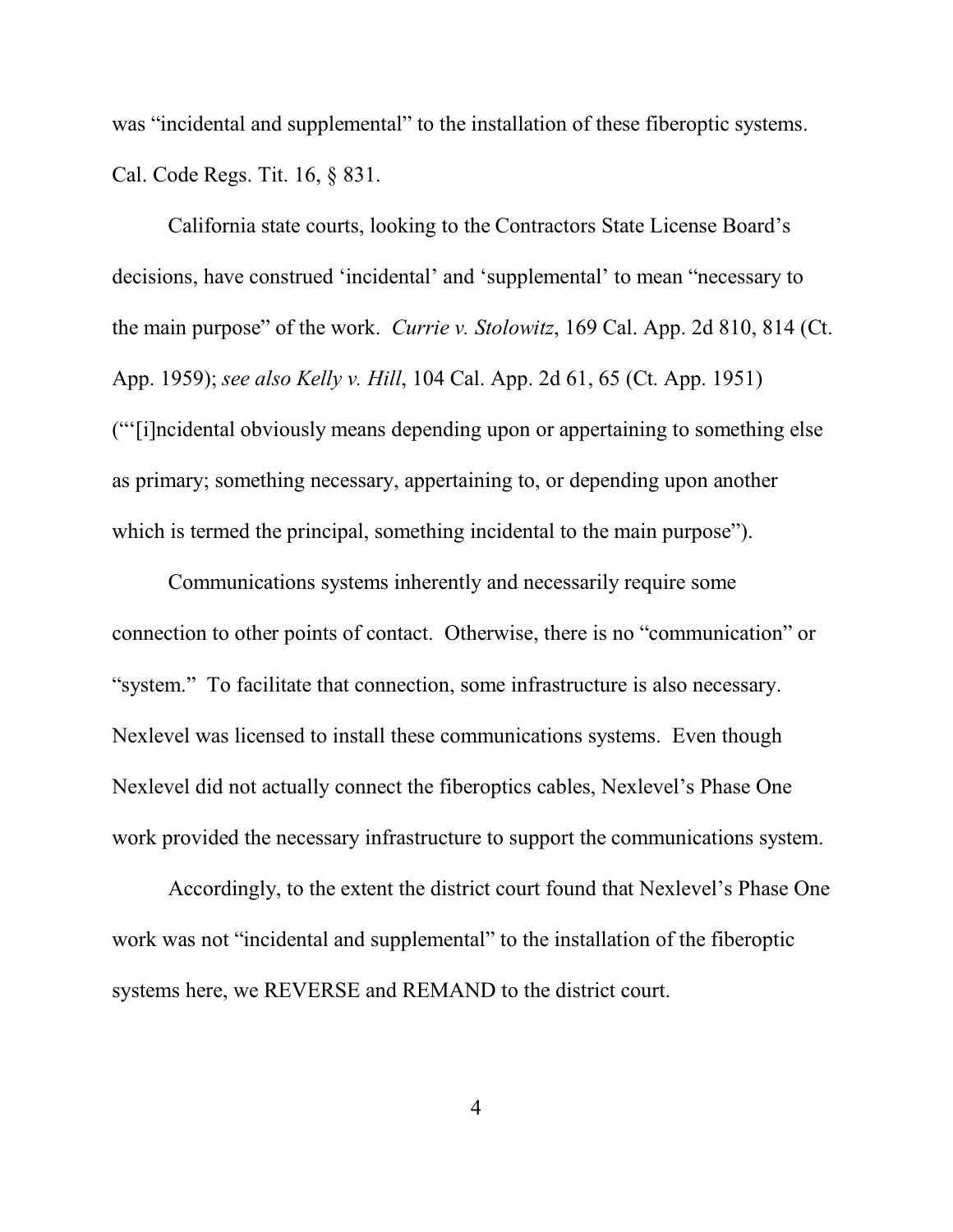was "incidental and supplemental" to the installation of these fiberoptic systems. Cal. Code Regs. Tit. 16, § 831.

California state courts, looking to the Contractors State License Board's decisions, have construed 'incidental' and 'supplemental' to mean "necessary to the main purpose" of the work. *Currie v. Stolowitz*, 169 Cal. App. 2d 810, 814 (Ct. App. 1959); *see also Kelly v. Hill*, 104 Cal. App. 2d 61, 65 (Ct. App. 1951) ("'[i]ncidental obviously means depending upon or appertaining to something else as primary; something necessary, appertaining to, or depending upon another which is termed the principal, something incidental to the main purpose").

Communications systems inherently and necessarily require some connection to other points of contact. Otherwise, there is no "communication" or "system." To facilitate that connection, some infrastructure is also necessary. Nexlevel was licensed to install these communications systems. Even though Nexlevel did not actually connect the fiberoptics cables, Nexlevel's Phase One work provided the necessary infrastructure to support the communications system.

Accordingly, to the extent the district court found that Nexlevel's Phase One work was not "incidental and supplemental" to the installation of the fiberoptic systems here, we REVERSE and REMAND to the district court.